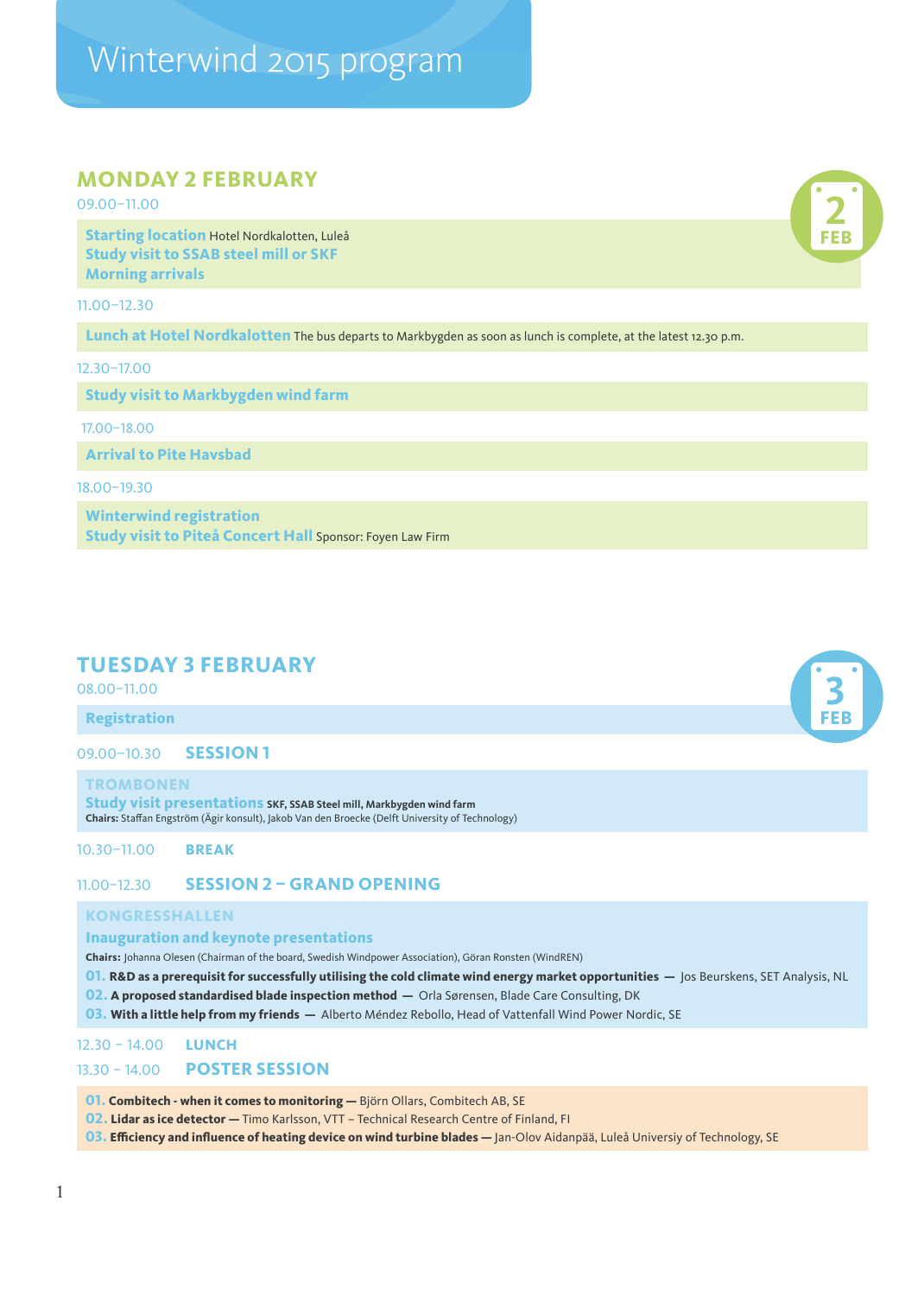# Winterwind 2015 program

## MONDAY 2 FEBRUARY

2 FEB

09.00–11.00

**Starting location** Hotel Nordkalotten, Luleå
**Study visit to SSAB steel mill or SKF**
**Morning arrivals**

11.00–12.30

**Lunch at Hotel Nordkalotten** The bus departs to Markbygden as soon as lunch is complete, at the latest 12.30 p.m.

12.30–17.00

**Study visit to Markbygden wind farm**

17.00–18.00

**Arrival to Pite Havsbad**

18.00–19.30

**Winterwind registration**
**Study visit to Piteå Concert Hall** Sponsor: Foyen Law Firm

## TUESDAY 3 FEBRUARY

3 FEB

08.00–11.00

**Registration**

09.00–10.30 **SESSION 1**

TROMBONEN

**Study visit presentations** **SKF, SSAB Steel mill, Markbygden wind farm**
**Chairs:** Staffan Engström (Ägir konsult), Jakob Van den Broecke (Delft University of Technology)

10.30–11.00 **BREAK**

11.00–12.30 **SESSION 2 – GRAND OPENING**

KONGRESSHALLEN

**Inauguration and keynote presentations**
**Chairs:** Johanna Olesen (Chairman of the board, Swedish Windpower Association), Göran Ronsten (WindREN)

01. **R&D as a prerequisit for successfully utilising the cold climate wind energy market opportunities** — Jos Beurskens, SET Analysis, NL
02. **A proposed standardised blade inspection method** — Orla Sørensen, Blade Care Consulting, DK
03. **With a little help from my friends** — Alberto Méndez Rebollo, Head of Vattenfall Wind Power Nordic, SE

12.30 – 14.00 **LUNCH**

13.30 – 14.00 **POSTER SESSION**

01. **Combitech - when it comes to monitoring** — Björn Ollars, Combitech AB, SE
02. **Lidar as ice detector** — Timo Karlsson, VTT – Technical Research Centre of Finland, FI
03. **Efficiency and influence of heating device on wind turbine blades** — Jan-Olov Aidanpää, Luleå Universiy of Technology, SE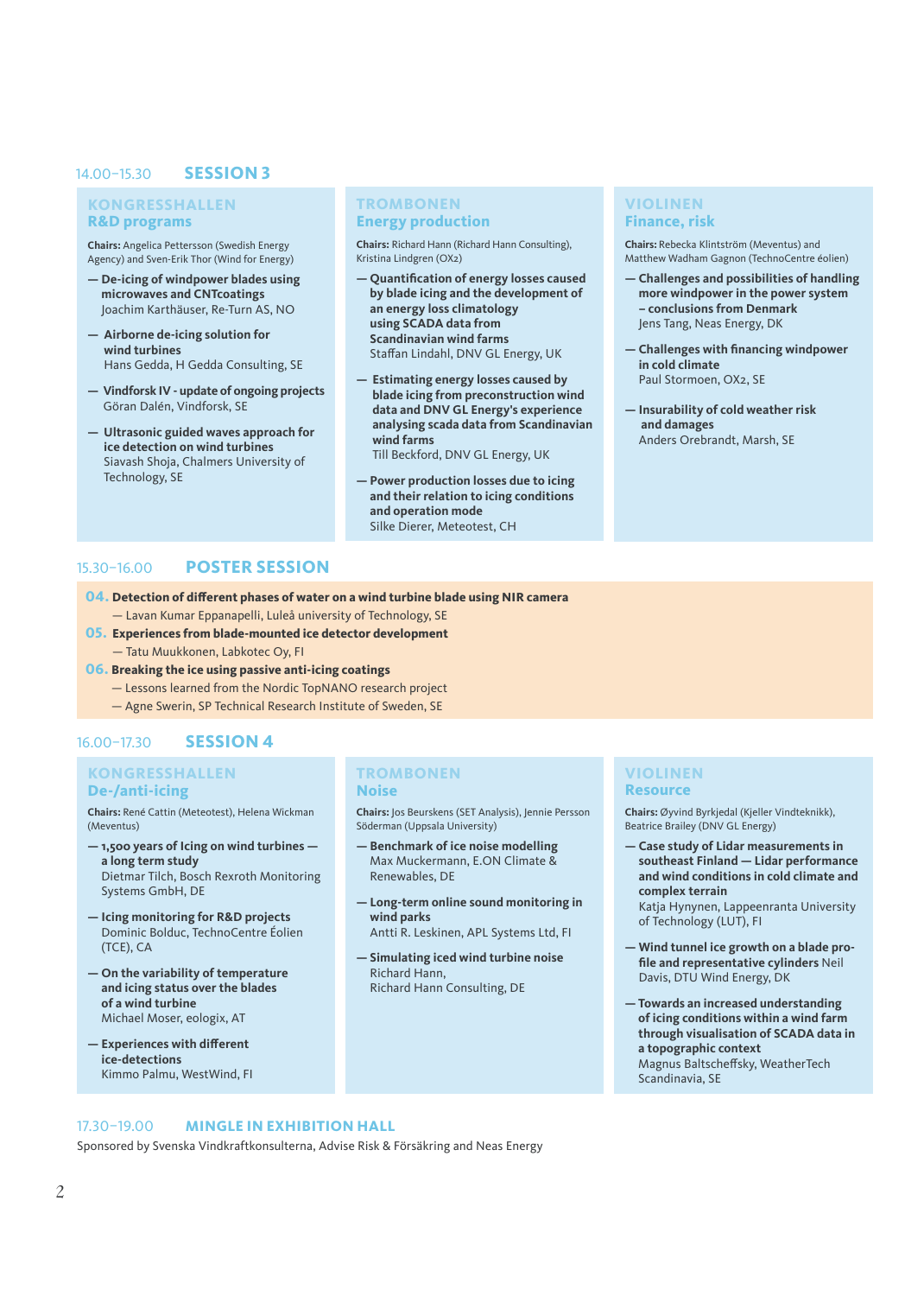## 14.00–15.30 SESSION 3

### KONGRESSHALLEN
### R&D programs

**Chairs:** Angelica Pettersson (Swedish Energy Agency) and Sven-Erik Thor (Wind for Energy)

- **De-icing of windpower blades using microwaves and CNTcoatings**
  Joachim Karthäuser, Re-Turn AS, NO
- **Airborne de-icing solution for wind turbines**
  Hans Gedda, H Gedda Consulting, SE
- **Vindforsk IV - update of ongoing projects**
  Göran Dalén, Vindforsk, SE
- **Ultrasonic guided waves approach for ice detection on wind turbines**
  Siavash Shoja, Chalmers University of Technology, SE

### TROMBONEN
### Energy production

**Chairs:** Richard Hann (Richard Hann Consulting), Kristina Lindgren (OX2)

- **Quantification of energy losses caused by blade icing and the development of an energy loss climatology using SCADA data from Scandinavian wind farms**
  Staffan Lindahl, DNV GL Energy, UK
- **Estimating energy losses caused by blade icing from preconstruction wind data and DNV GL Energy's experience analysing scada data from Scandinavian wind farms**
  Till Beckford, DNV GL Energy, UK
- **Power production losses due to icing and their relation to icing conditions and operation mode**
  Silke Dierer, Meteotest, CH

### VIOLINEN
### Finance, risk

**Chairs:** Rebecka Klintström (Meventus) and Matthew Wadham Gagnon (TechnoCentre éolien)

- **Challenges and possibilities of handling more windpower in the power system – conclusions from Denmark**
  Jens Tang, Neas Energy, DK
- **Challenges with financing windpower in cold climate**
  Paul Stormoen, OX2, SE
- **Insurability of cold weather risk and damages**
  Anders Orebrandt, Marsh, SE

## 15.30–16.00 POSTER SESSION

**04. Detection of different phases of water on a wind turbine blade using NIR camera**
— Lavan Kumar Eppanapelli, Luleå university of Technology, SE

**05. Experiences from blade-mounted ice detector development**
— Tatu Muukkonen, Labkotec Oy, FI

**06. Breaking the ice using passive anti-icing coatings**
— Lessons learned from the Nordic TopNANO research project
— Agne Swerin, SP Technical Research Institute of Sweden, SE

## 16.00–17.30 SESSION 4

### KONGRESSHALLEN
### De-/anti-icing

**Chairs:** René Cattin (Meteotest), Helena Wickman (Meventus)

- **1,500 years of Icing on wind turbines — a long term study**
  Dietmar Tilch, Bosch Rexroth Monitoring Systems GmbH, DE
- **Icing monitoring for R&D projects**
  Dominic Bolduc, TechnoCentre Éolien (TCE), CA
- **On the variability of temperature and icing status over the blades of a wind turbine**
  Michael Moser, eologix, AT
- **Experiences with different ice-detections**
  Kimmo Palmu, WestWind, FI

### TROMBONEN
### Noise

**Chairs:** Jos Beurskens (SET Analysis), Jennie Persson Söderman (Uppsala University)

- **Benchmark of ice noise modelling**
  Max Muckermann, E.ON Climate & Renewables, DE
- **Long-term online sound monitoring in wind parks**
  Antti R. Leskinen, APL Systems Ltd, FI
- **Simulating iced wind turbine noise**
  Richard Hann, Richard Hann Consulting, DE

### VIOLINEN
### Resource

**Chairs:** Øyvind Byrkjedal (Kjeller Vindteknikk), Beatrice Brailey (DNV GL Energy)

- **Case study of Lidar measurements in southeast Finland — Lidar performance and wind conditions in cold climate and complex terrain**
  Katja Hynynen, Lappeenranta University of Technology (LUT), FI
- **Wind tunnel ice growth on a blade profile and representative cylinders** Neil Davis, DTU Wind Energy, DK
- **Towards an increased understanding of icing conditions within a wind farm through visualisation of SCADA data in a topographic context**
  Magnus Baltscheffsky, WeatherTech Scandinavia, SE

## 17.30–19.00 MINGLE IN EXHIBITION HALL

Sponsored by Svenska Vindkraftkonsulterna, Advise Risk & Försäkring and Neas Energy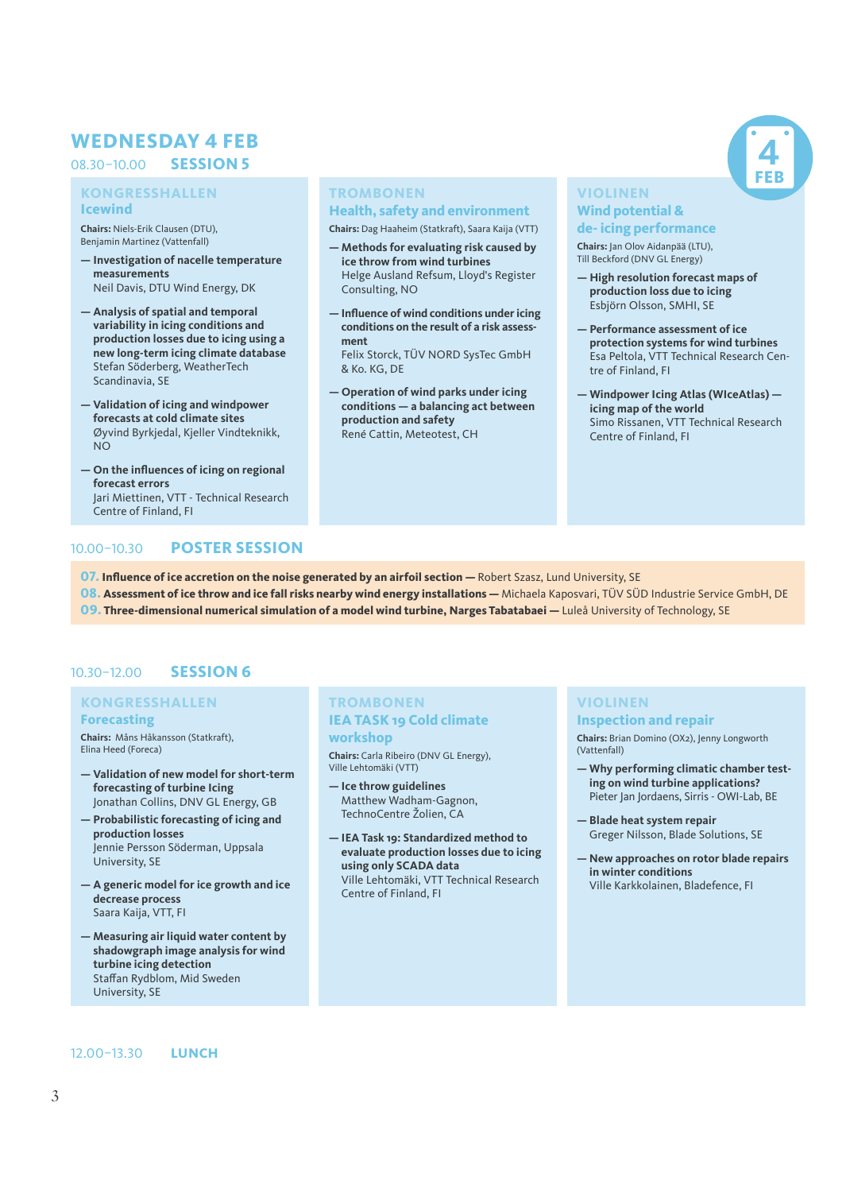# WEDNESDAY 4 FEB

## 08.30–10.00 SESSION 5

### KONGRESSHALLEN
**Icewind**

**Chairs:** Niels-Erik Clausen (DTU), Benjamin Martinez (Vattenfall)

- **Investigation of nacelle temperature measurements**
  Neil Davis, DTU Wind Energy, DK
- **Analysis of spatial and temporal variability in icing conditions and production losses due to icing using a new long-term icing climate database**
  Stefan Söderberg, WeatherTech Scandinavia, SE
- **Validation of icing and windpower forecasts at cold climate sites**
  Øyvind Byrkjedal, Kjeller Vindteknikk, NO
- **On the influences of icing on regional forecast errors**
  Jari Miettinen, VTT - Technical Research Centre of Finland, FI

### TROMBONEN
**Health, safety and environment**

**Chairs:** Dag Haaheim (Statkraft), Saara Kaija (VTT)

- **Methods for evaluating risk caused by ice throw from wind turbines**
  Helge Ausland Refsum, Lloyd's Register Consulting, NO
- **Influence of wind conditions under icing conditions on the result of a risk assessment**
  Felix Storck, TÜV NORD SysTec GmbH & Ko. KG, DE
- **Operation of wind parks under icing conditions — a balancing act between production and safety**
  René Cattin, Meteotest, CH

### VIOLINEN
**Wind potential & de- icing performance**

**Chairs:** Jan Olov Aidanpää (LTU), Till Beckford (DNV GL Energy)

- **High resolution forecast maps of production loss due to icing**
  Esbjörn Olsson, SMHI, SE
- **Performance assessment of ice protection systems for wind turbines**
  Esa Peltola, VTT Technical Research Centre of Finland, FI
- **Windpower Icing Atlas (WIceAtlas) — icing map of the world**
  Simo Rissanen, VTT Technical Research Centre of Finland, FI

## 10.00–10.30 POSTER SESSION

**07. Influence of ice accretion on the noise generated by an airfoil section —** Robert Szasz, Lund University, SE
**08. Assessment of ice throw and ice fall risks nearby wind energy installations —** Michaela Kaposvari, TÜV SÜD Industrie Service GmbH, DE
**09. Three-dimensional numerical simulation of a model wind turbine, Narges Tabatabaei —** Luleå University of Technology, SE

## 10.30–12.00 SESSION 6

### KONGRESSHALLEN
**Forecasting**

**Chairs:** Måns Håkansson (Statkraft), Elina Heed (Foreca)

- **Validation of new model for short-term forecasting of turbine Icing**
  Jonathan Collins, DNV GL Energy, GB
- **Probabilistic forecasting of icing and production losses**
  Jennie Persson Söderman, Uppsala University, SE
- **A generic model for ice growth and ice decrease process**
  Saara Kaija, VTT, FI
- **Measuring air liquid water content by shadowgraph image analysis for wind turbine icing detection**
  Staffan Rydblom, Mid Sweden University, SE

### TROMBONEN
**IEA TASK 19 Cold climate workshop**

**Chairs:** Carla Ribeiro (DNV GL Energy), Ville Lehtomäki (VTT)

- **Ice throw guidelines**
  Matthew Wadham-Gagnon, TechnoCentre Žolien, CA
- **IEA Task 19: Standardized method to evaluate production losses due to icing using only SCADA data**
  Ville Lehtomäki, VTT Technical Research Centre of Finland, FI

### VIOLINEN
**Inspection and repair**

**Chairs:** Brian Domino (OX2), Jenny Longworth (Vattenfall)

- **Why performing climatic chamber testing on wind turbine applications?**
  Pieter Jan Jordaens, Sirris - OWI-Lab, BE
- **Blade heat system repair**
  Greger Nilsson, Blade Solutions, SE
- **New approaches on rotor blade repairs in winter conditions**
  Ville Karkkolainen, Bladefence, FI

## 12.00–13.30 LUNCH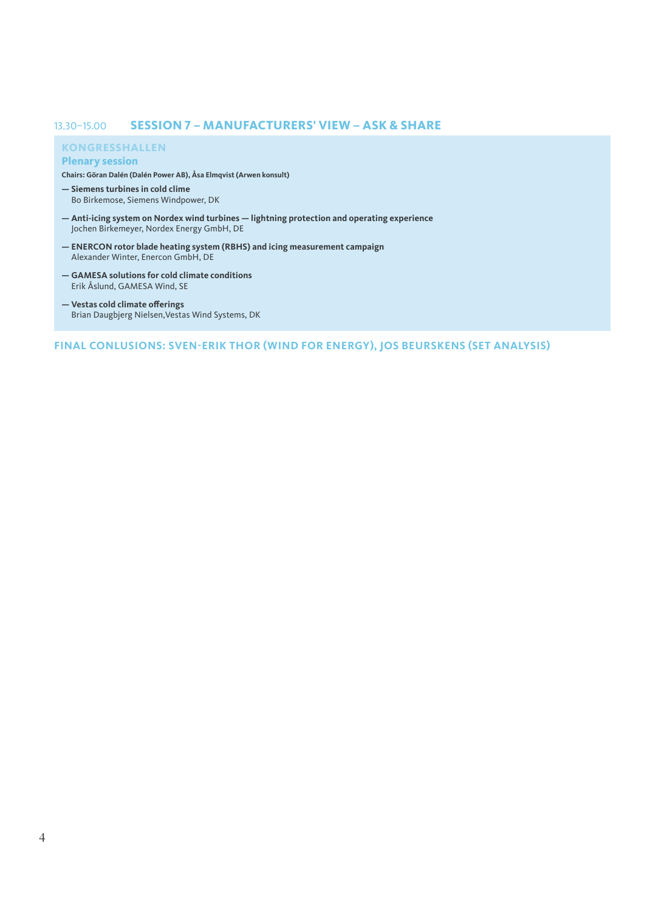## 13.30–15.00 SESSION 7 – MANUFACTURERS' VIEW – ASK & SHARE

**KONGRESSHALLEN**

**Plenary session**

**Chairs: Göran Dalén (Dalén Power AB), Åsa Elmqvist (Arwen konsult)**

- **Siemens turbines in cold clime**
  Bo Birkemose, Siemens Windpower, DK
- **Anti-icing system on Nordex wind turbines — lightning protection and operating experience**
  Jochen Birkemeyer, Nordex Energy GmbH, DE
- **ENERCON rotor blade heating system (RBHS) and icing measurement campaign**
  Alexander Winter, Enercon GmbH, DE
- **GAMESA solutions for cold climate conditions**
  Erik Åslund, GAMESA Wind, SE
- **Vestas cold climate offerings**
  Brian Daugbjerg Nielsen,Vestas Wind Systems, DK

## FINAL CONLUSIONS: SVEN-ERIK THOR (WIND FOR ENERGY), JOS BEURSKENS (SET ANALYSIS)